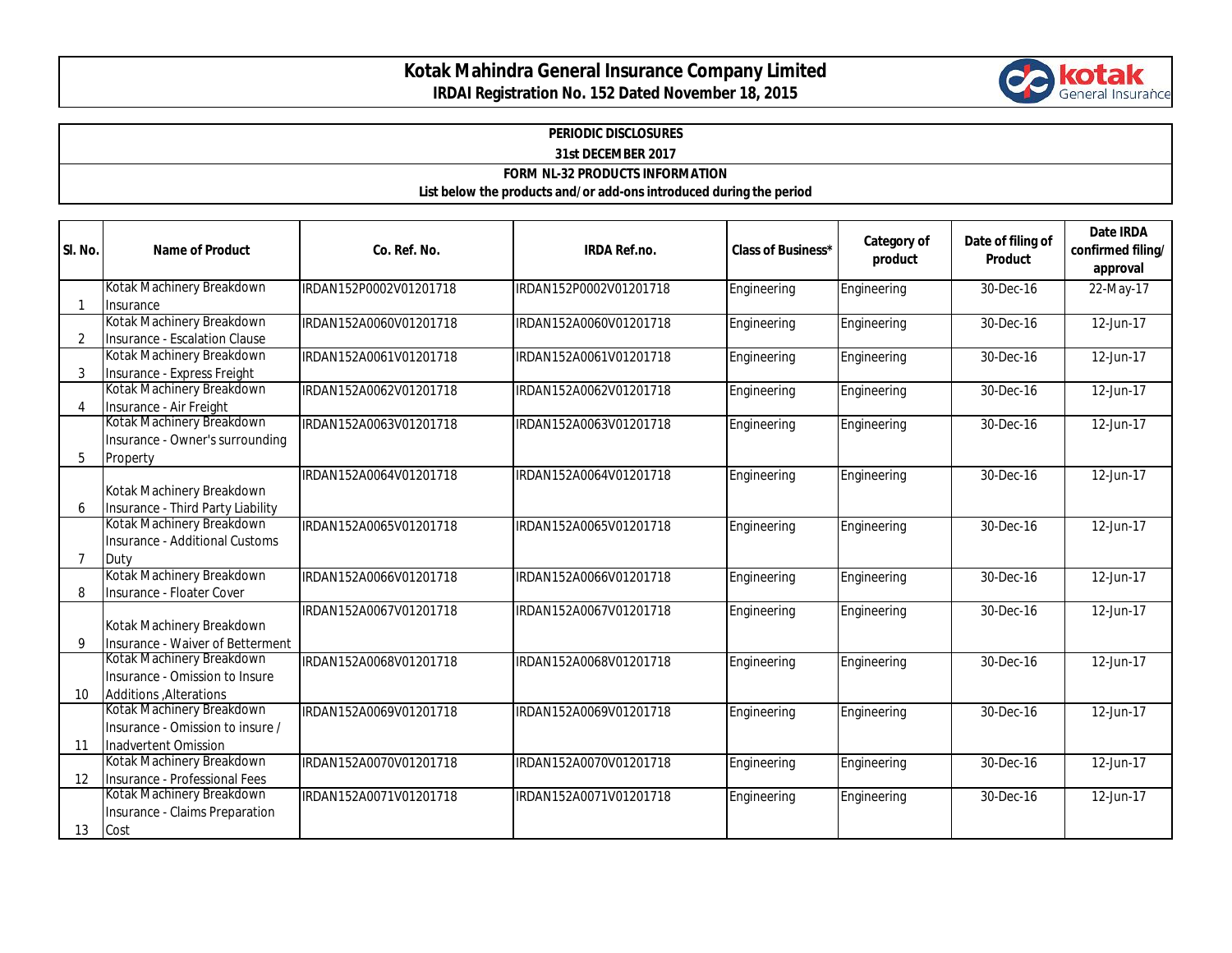# Kotak Mahindra General Insurance Company Limited

**IRDAI Registration No. 152 Dated November 18, 2015**

**PERIODIC DISCLOSURES**

**31st DECEMBER 2017**

**FORM NL-32 PRODUCTS INFORMATION**

**List below the products and/or add-ons introduced during the period**

| Sl. No. | Name of Product | Co. Ref. No. | IRDA Ref.no. | Class of Business* | Category of product | Date of filing of Product | Date IRDA confirmed filing/ approval |
|---|---|---|---|---|---|---|---|
| 1 | Kotak Machinery Breakdown Insurance | IRDAN152P0002V01201718 | IRDAN152P0002V01201718 | Engineering | Engineering | 30-Dec-16 | 22-May-17 |
| 2 | Kotak Machinery Breakdown Insurance - Escalation Clause | IRDAN152A0060V01201718 | IRDAN152A0060V01201718 | Engineering | Engineering | 30-Dec-16 | 12-Jun-17 |
| 3 | Kotak Machinery Breakdown Insurance - Express Freight | IRDAN152A0061V01201718 | IRDAN152A0061V01201718 | Engineering | Engineering | 30-Dec-16 | 12-Jun-17 |
| 4 | Kotak Machinery Breakdown Insurance - Air Freight | IRDAN152A0062V01201718 | IRDAN152A0062V01201718 | Engineering | Engineering | 30-Dec-16 | 12-Jun-17 |
| 5 | Kotak Machinery Breakdown Insurance - Owner's surrounding Property | IRDAN152A0063V01201718 | IRDAN152A0063V01201718 | Engineering | Engineering | 30-Dec-16 | 12-Jun-17 |
| 6 | Kotak Machinery Breakdown Insurance - Third Party Liability | IRDAN152A0064V01201718 | IRDAN152A0064V01201718 | Engineering | Engineering | 30-Dec-16 | 12-Jun-17 |
| 7 | Kotak Machinery Breakdown Insurance - Additional Customs Duty | IRDAN152A0065V01201718 | IRDAN152A0065V01201718 | Engineering | Engineering | 30-Dec-16 | 12-Jun-17 |
| 8 | Kotak Machinery Breakdown Insurance - Floater Cover | IRDAN152A0066V01201718 | IRDAN152A0066V01201718 | Engineering | Engineering | 30-Dec-16 | 12-Jun-17 |
| 9 | Kotak Machinery Breakdown Insurance - Waiver of Betterment | IRDAN152A0067V01201718 | IRDAN152A0067V01201718 | Engineering | Engineering | 30-Dec-16 | 12-Jun-17 |
| 10 | Kotak Machinery Breakdown Insurance - Omission to Insure Additions ,Alterations | IRDAN152A0068V01201718 | IRDAN152A0068V01201718 | Engineering | Engineering | 30-Dec-16 | 12-Jun-17 |
| 11 | Kotak Machinery Breakdown Insurance - Omission to insure / Inadvertent Omission | IRDAN152A0069V01201718 | IRDAN152A0069V01201718 | Engineering | Engineering | 30-Dec-16 | 12-Jun-17 |
| 12 | Kotak Machinery Breakdown Insurance - Professional Fees | IRDAN152A0070V01201718 | IRDAN152A0070V01201718 | Engineering | Engineering | 30-Dec-16 | 12-Jun-17 |
| 13 | Kotak Machinery Breakdown Insurance - Claims Preparation Cost | IRDAN152A0071V01201718 | IRDAN152A0071V01201718 | Engineering | Engineering | 30-Dec-16 | 12-Jun-17 |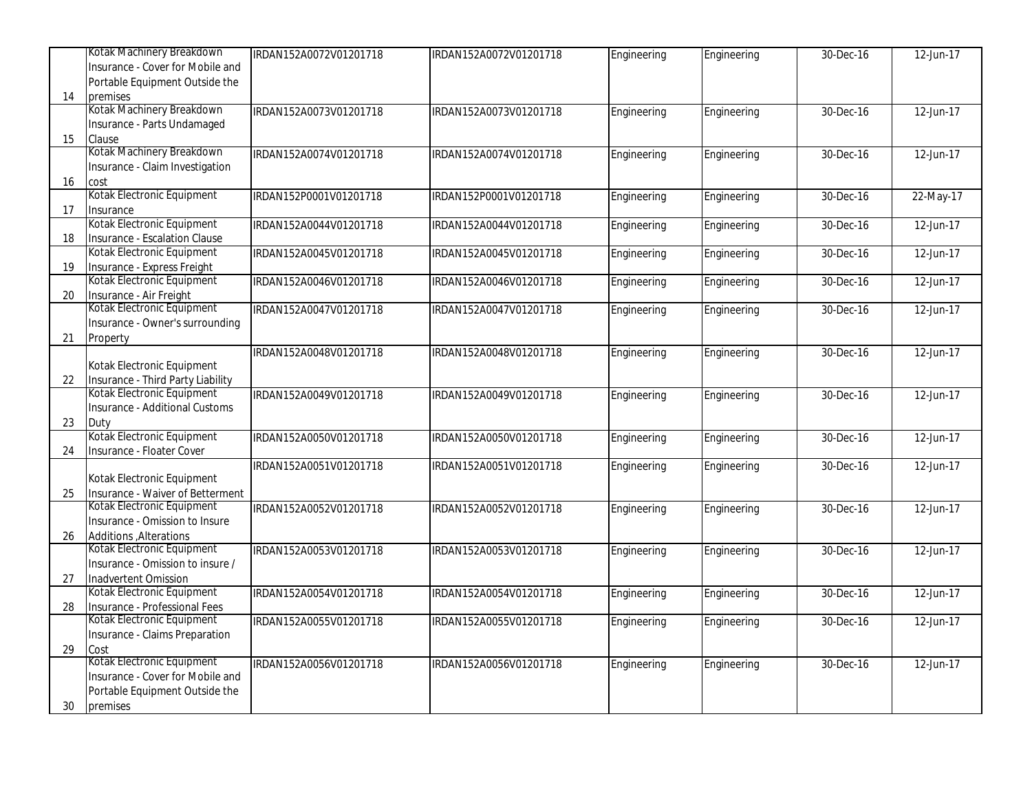| | | | | | | | |
|---|---|---|---|---|---|---|---|
| 14 | Kotak Machinery Breakdown Insurance - Cover for Mobile and Portable Equipment Outside the premises | IRDAN152A0072V01201718 | IRDAN152A0072V01201718 | Engineering | Engineering | 30-Dec-16 | 12-Jun-17 |
| 15 | Kotak Machinery Breakdown Insurance - Parts Undamaged Clause | IRDAN152A0073V01201718 | IRDAN152A0073V01201718 | Engineering | Engineering | 30-Dec-16 | 12-Jun-17 |
| 16 | Kotak Machinery Breakdown Insurance - Claim Investigation cost | IRDAN152A0074V01201718 | IRDAN152A0074V01201718 | Engineering | Engineering | 30-Dec-16 | 12-Jun-17 |
| 17 | Kotak Electronic Equipment Insurance | IRDAN152P0001V01201718 | IRDAN152P0001V01201718 | Engineering | Engineering | 30-Dec-16 | 22-May-17 |
| 18 | Kotak Electronic Equipment Insurance - Escalation Clause | IRDAN152A0044V01201718 | IRDAN152A0044V01201718 | Engineering | Engineering | 30-Dec-16 | 12-Jun-17 |
| 19 | Kotak Electronic Equipment Insurance - Express Freight | IRDAN152A0045V01201718 | IRDAN152A0045V01201718 | Engineering | Engineering | 30-Dec-16 | 12-Jun-17 |
| 20 | Kotak Electronic Equipment Insurance - Air Freight | IRDAN152A0046V01201718 | IRDAN152A0046V01201718 | Engineering | Engineering | 30-Dec-16 | 12-Jun-17 |
| 21 | Kotak Electronic Equipment Insurance - Owner's surrounding Property | IRDAN152A0047V01201718 | IRDAN152A0047V01201718 | Engineering | Engineering | 30-Dec-16 | 12-Jun-17 |
| 22 | Kotak Electronic Equipment Insurance - Third Party Liability | IRDAN152A0048V01201718 | IRDAN152A0048V01201718 | Engineering | Engineering | 30-Dec-16 | 12-Jun-17 |
| 23 | Kotak Electronic Equipment Insurance - Additional Customs Duty | IRDAN152A0049V01201718 | IRDAN152A0049V01201718 | Engineering | Engineering | 30-Dec-16 | 12-Jun-17 |
| 24 | Kotak Electronic Equipment Insurance - Floater Cover | IRDAN152A0050V01201718 | IRDAN152A0050V01201718 | Engineering | Engineering | 30-Dec-16 | 12-Jun-17 |
| 25 | Kotak Electronic Equipment Insurance - Waiver of Betterment | IRDAN152A0051V01201718 | IRDAN152A0051V01201718 | Engineering | Engineering | 30-Dec-16 | 12-Jun-17 |
| 26 | Kotak Electronic Equipment Insurance - Omission to Insure Additions ,Alterations | IRDAN152A0052V01201718 | IRDAN152A0052V01201718 | Engineering | Engineering | 30-Dec-16 | 12-Jun-17 |
| 27 | Kotak Electronic Equipment Insurance - Omission to insure / Inadvertent Omission | IRDAN152A0053V01201718 | IRDAN152A0053V01201718 | Engineering | Engineering | 30-Dec-16 | 12-Jun-17 |
| 28 | Kotak Electronic Equipment Insurance - Professional Fees | IRDAN152A0054V01201718 | IRDAN152A0054V01201718 | Engineering | Engineering | 30-Dec-16 | 12-Jun-17 |
| 29 | Kotak Electronic Equipment Insurance - Claims Preparation Cost | IRDAN152A0055V01201718 | IRDAN152A0055V01201718 | Engineering | Engineering | 30-Dec-16 | 12-Jun-17 |
| 30 | Kotak Electronic Equipment Insurance - Cover for Mobile and Portable Equipment Outside the premises | IRDAN152A0056V01201718 | IRDAN152A0056V01201718 | Engineering | Engineering | 30-Dec-16 | 12-Jun-17 |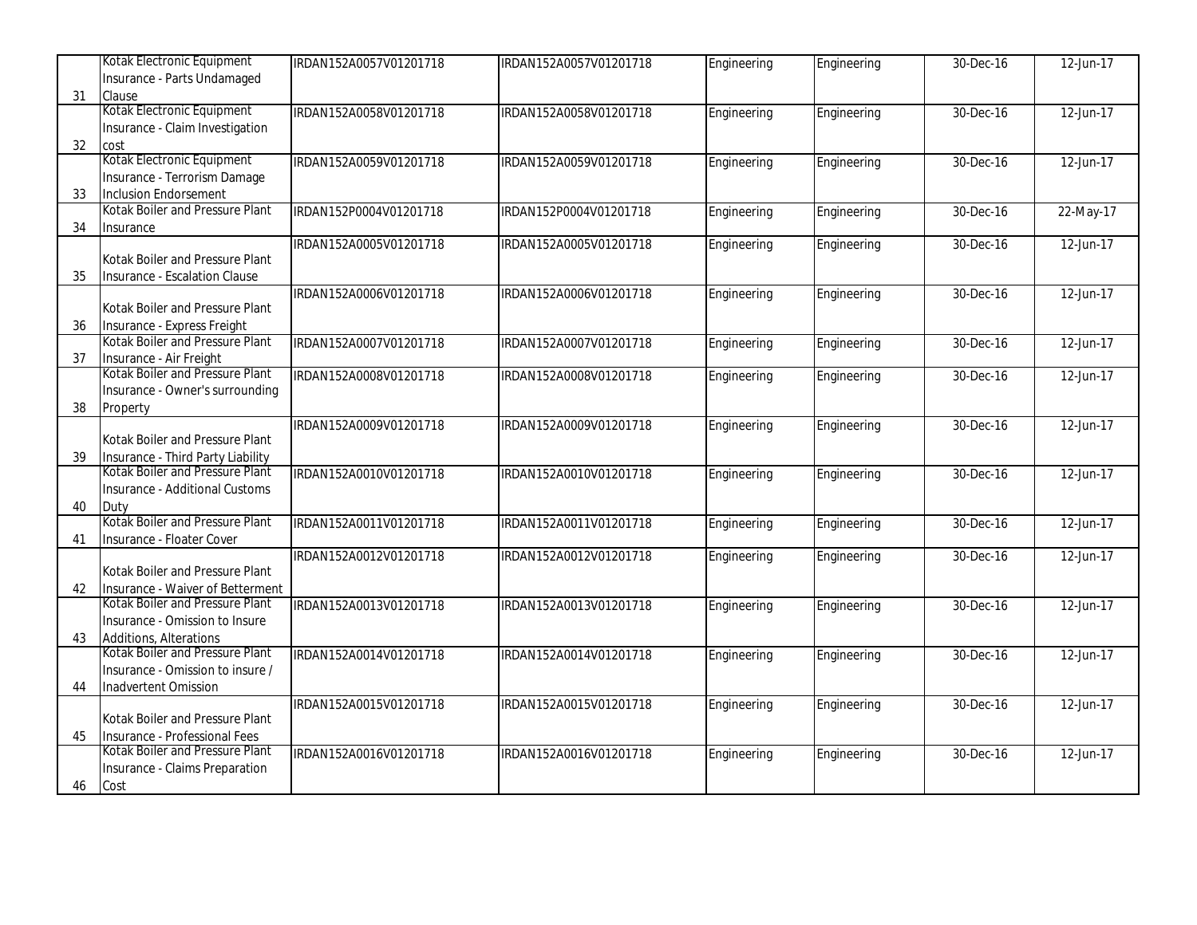| | | | | | | | |
|---|---|---|---|---|---|---|---|
| 31 | Kotak Electronic Equipment Insurance - Parts Undamaged Clause | IRDAN152A0057V01201718 | IRDAN152A0057V01201718 | Engineering | Engineering | 30-Dec-16 | 12-Jun-17 |
| 32 | Kotak Electronic Equipment Insurance - Claim Investigation cost | IRDAN152A0058V01201718 | IRDAN152A0058V01201718 | Engineering | Engineering | 30-Dec-16 | 12-Jun-17 |
| 33 | Kotak Electronic Equipment Insurance - Terrorism Damage Inclusion Endorsement | IRDAN152A0059V01201718 | IRDAN152A0059V01201718 | Engineering | Engineering | 30-Dec-16 | 12-Jun-17 |
| 34 | Kotak Boiler and Pressure Plant Insurance | IRDAN152P0004V01201718 | IRDAN152P0004V01201718 | Engineering | Engineering | 30-Dec-16 | 22-May-17 |
| 35 | Kotak Boiler and Pressure Plant Insurance - Escalation Clause | IRDAN152A0005V01201718 | IRDAN152A0005V01201718 | Engineering | Engineering | 30-Dec-16 | 12-Jun-17 |
| 36 | Kotak Boiler and Pressure Plant Insurance - Express Freight | IRDAN152A0006V01201718 | IRDAN152A0006V01201718 | Engineering | Engineering | 30-Dec-16 | 12-Jun-17 |
| 37 | Kotak Boiler and Pressure Plant Insurance - Air Freight | IRDAN152A0007V01201718 | IRDAN152A0007V01201718 | Engineering | Engineering | 30-Dec-16 | 12-Jun-17 |
| 38 | Kotak Boiler and Pressure Plant Insurance - Owner's surrounding Property | IRDAN152A0008V01201718 | IRDAN152A0008V01201718 | Engineering | Engineering | 30-Dec-16 | 12-Jun-17 |
| 39 | Kotak Boiler and Pressure Plant Insurance - Third Party Liability | IRDAN152A0009V01201718 | IRDAN152A0009V01201718 | Engineering | Engineering | 30-Dec-16 | 12-Jun-17 |
| 40 | Kotak Boiler and Pressure Plant Insurance - Additional Customs Duty | IRDAN152A0010V01201718 | IRDAN152A0010V01201718 | Engineering | Engineering | 30-Dec-16 | 12-Jun-17 |
| 41 | Kotak Boiler and Pressure Plant Insurance - Floater Cover | IRDAN152A0011V01201718 | IRDAN152A0011V01201718 | Engineering | Engineering | 30-Dec-16 | 12-Jun-17 |
| 42 | Kotak Boiler and Pressure Plant Insurance - Waiver of Betterment | IRDAN152A0012V01201718 | IRDAN152A0012V01201718 | Engineering | Engineering | 30-Dec-16 | 12-Jun-17 |
| 43 | Kotak Boiler and Pressure Plant Insurance - Omission to Insure Additions, Alterations | IRDAN152A0013V01201718 | IRDAN152A0013V01201718 | Engineering | Engineering | 30-Dec-16 | 12-Jun-17 |
| 44 | Kotak Boiler and Pressure Plant Insurance - Omission to insure / Inadvertent Omission | IRDAN152A0014V01201718 | IRDAN152A0014V01201718 | Engineering | Engineering | 30-Dec-16 | 12-Jun-17 |
| 45 | Kotak Boiler and Pressure Plant Insurance - Professional Fees | IRDAN152A0015V01201718 | IRDAN152A0015V01201718 | Engineering | Engineering | 30-Dec-16 | 12-Jun-17 |
| 46 | Kotak Boiler and Pressure Plant Insurance - Claims Preparation Cost | IRDAN152A0016V01201718 | IRDAN152A0016V01201718 | Engineering | Engineering | 30-Dec-16 | 12-Jun-17 |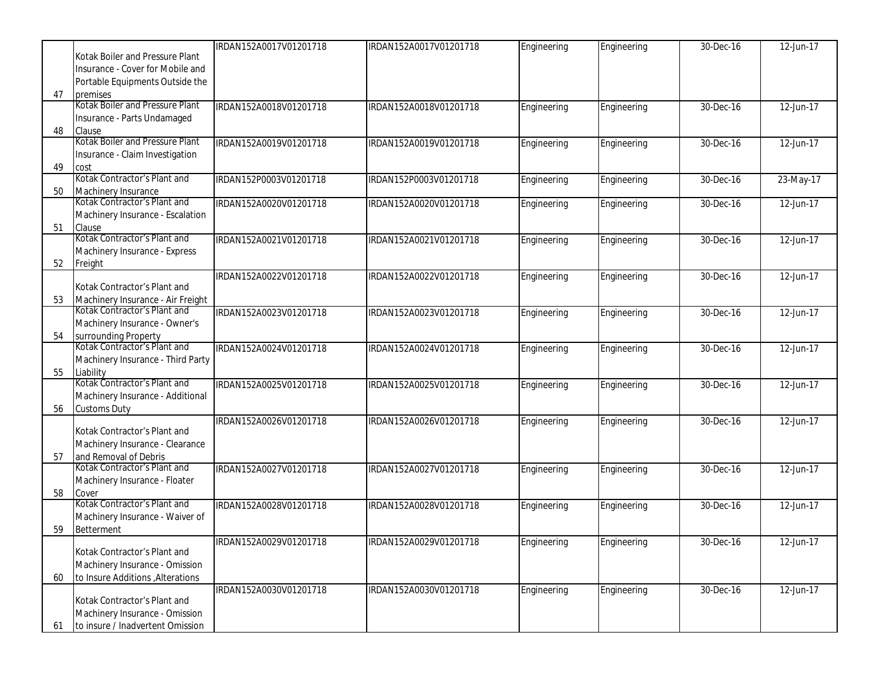| | | | | | | | |
|---|---|---|---|---|---|---|---|
| 47 | Kotak Boiler and Pressure Plant Insurance - Cover for Mobile and Portable Equipments Outside the premises | IRDAN152A0017V01201718 | IRDAN152A0017V01201718 | Engineering | Engineering | 30-Dec-16 | 12-Jun-17 |
| 48 | Kotak Boiler and Pressure Plant Insurance - Parts Undamaged Clause | IRDAN152A0018V01201718 | IRDAN152A0018V01201718 | Engineering | Engineering | 30-Dec-16 | 12-Jun-17 |
| 49 | Kotak Boiler and Pressure Plant Insurance - Claim Investigation cost | IRDAN152A0019V01201718 | IRDAN152A0019V01201718 | Engineering | Engineering | 30-Dec-16 | 12-Jun-17 |
| 50 | Kotak Contractor's Plant and Machinery Insurance | IRDAN152P0003V01201718 | IRDAN152P0003V01201718 | Engineering | Engineering | 30-Dec-16 | 23-May-17 |
| 51 | Kotak Contractor's Plant and Machinery Insurance - Escalation Clause | IRDAN152A0020V01201718 | IRDAN152A0020V01201718 | Engineering | Engineering | 30-Dec-16 | 12-Jun-17 |
| 52 | Kotak Contractor's Plant and Machinery Insurance - Express Freight | IRDAN152A0021V01201718 | IRDAN152A0021V01201718 | Engineering | Engineering | 30-Dec-16 | 12-Jun-17 |
| 53 | Kotak Contractor's Plant and Machinery Insurance - Air Freight | IRDAN152A0022V01201718 | IRDAN152A0022V01201718 | Engineering | Engineering | 30-Dec-16 | 12-Jun-17 |
| 54 | Kotak Contractor's Plant and Machinery Insurance - Owner's surrounding Property | IRDAN152A0023V01201718 | IRDAN152A0023V01201718 | Engineering | Engineering | 30-Dec-16 | 12-Jun-17 |
| 55 | Kotak Contractor's Plant and Machinery Insurance - Third Party Liability | IRDAN152A0024V01201718 | IRDAN152A0024V01201718 | Engineering | Engineering | 30-Dec-16 | 12-Jun-17 |
| 56 | Kotak Contractor's Plant and Machinery Insurance - Additional Customs Duty | IRDAN152A0025V01201718 | IRDAN152A0025V01201718 | Engineering | Engineering | 30-Dec-16 | 12-Jun-17 |
| 57 | Kotak Contractor's Plant and Machinery Insurance - Clearance and Removal of Debris | IRDAN152A0026V01201718 | IRDAN152A0026V01201718 | Engineering | Engineering | 30-Dec-16 | 12-Jun-17 |
| 58 | Kotak Contractor's Plant and Machinery Insurance - Floater Cover | IRDAN152A0027V01201718 | IRDAN152A0027V01201718 | Engineering | Engineering | 30-Dec-16 | 12-Jun-17 |
| 59 | Kotak Contractor's Plant and Machinery Insurance - Waiver of Betterment | IRDAN152A0028V01201718 | IRDAN152A0028V01201718 | Engineering | Engineering | 30-Dec-16 | 12-Jun-17 |
| 60 | Kotak Contractor's Plant and Machinery Insurance - Omission to Insure Additions ,Alterations | IRDAN152A0029V01201718 | IRDAN152A0029V01201718 | Engineering | Engineering | 30-Dec-16 | 12-Jun-17 |
| 61 | Kotak Contractor's Plant and Machinery Insurance - Omission to insure / Inadvertent Omission | IRDAN152A0030V01201718 | IRDAN152A0030V01201718 | Engineering | Engineering | 30-Dec-16 | 12-Jun-17 |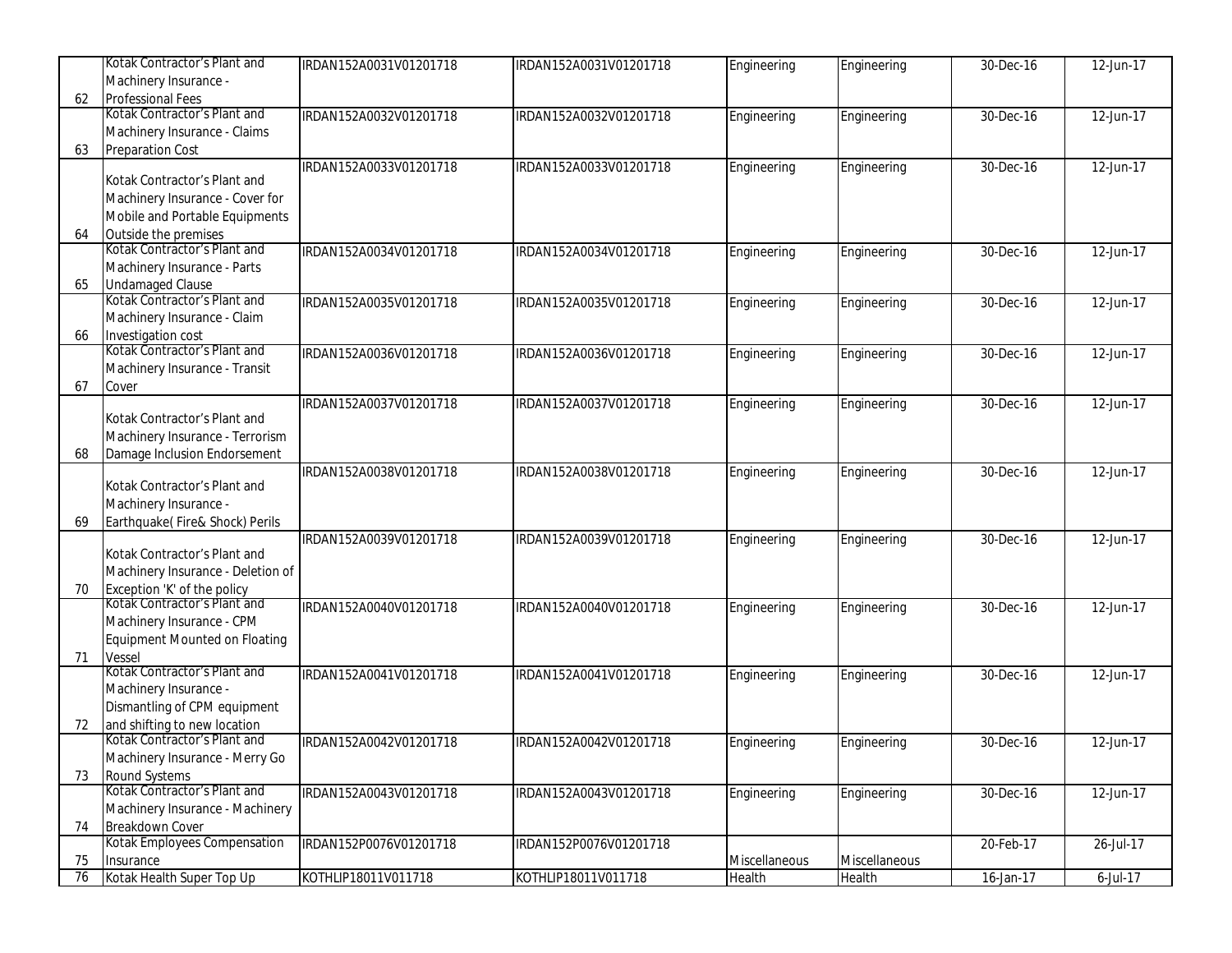| | | | | | | | |
|---|---|---|---|---|---|---|---|
| 62 | Kotak Contractor's Plant and Machinery Insurance - Professional Fees | IRDAN152A0031V01201718 | IRDAN152A0031V01201718 | Engineering | Engineering | 30-Dec-16 | 12-Jun-17 |
| 63 | Kotak Contractor's Plant and Machinery Insurance - Claims Preparation Cost | IRDAN152A0032V01201718 | IRDAN152A0032V01201718 | Engineering | Engineering | 30-Dec-16 | 12-Jun-17 |
| 64 | Kotak Contractor's Plant and Machinery Insurance - Cover for Mobile and Portable Equipments Outside the premises | IRDAN152A0033V01201718 | IRDAN152A0033V01201718 | Engineering | Engineering | 30-Dec-16 | 12-Jun-17 |
| 65 | Kotak Contractor's Plant and Machinery Insurance - Parts Undamaged Clause | IRDAN152A0034V01201718 | IRDAN152A0034V01201718 | Engineering | Engineering | 30-Dec-16 | 12-Jun-17 |
| 66 | Kotak Contractor's Plant and Machinery Insurance - Claim Investigation cost | IRDAN152A0035V01201718 | IRDAN152A0035V01201718 | Engineering | Engineering | 30-Dec-16 | 12-Jun-17 |
| 67 | Kotak Contractor's Plant and Machinery Insurance - Transit Cover | IRDAN152A0036V01201718 | IRDAN152A0036V01201718 | Engineering | Engineering | 30-Dec-16 | 12-Jun-17 |
| 68 | Kotak Contractor's Plant and Machinery Insurance - Terrorism Damage Inclusion Endorsement | IRDAN152A0037V01201718 | IRDAN152A0037V01201718 | Engineering | Engineering | 30-Dec-16 | 12-Jun-17 |
| 69 | Kotak Contractor's Plant and Machinery Insurance - Earthquake( Fire& Shock) Perils | IRDAN152A0038V01201718 | IRDAN152A0038V01201718 | Engineering | Engineering | 30-Dec-16 | 12-Jun-17 |
| 70 | Kotak Contractor's Plant and Machinery Insurance - Deletion of Exception 'K' of the policy | IRDAN152A0039V01201718 | IRDAN152A0039V01201718 | Engineering | Engineering | 30-Dec-16 | 12-Jun-17 |
| 71 | Kotak Contractor's Plant and Machinery Insurance - CPM Equipment Mounted on Floating Vessel | IRDAN152A0040V01201718 | IRDAN152A0040V01201718 | Engineering | Engineering | 30-Dec-16 | 12-Jun-17 |
| 72 | Kotak Contractor's Plant and Machinery Insurance - Dismantling of CPM equipment and shifting to new location | IRDAN152A0041V01201718 | IRDAN152A0041V01201718 | Engineering | Engineering | 30-Dec-16 | 12-Jun-17 |
| 73 | Kotak Contractor's Plant and Machinery Insurance - Merry Go Round Systems | IRDAN152A0042V01201718 | IRDAN152A0042V01201718 | Engineering | Engineering | 30-Dec-16 | 12-Jun-17 |
| 74 | Kotak Contractor's Plant and Machinery Insurance - Machinery Breakdown Cover | IRDAN152A0043V01201718 | IRDAN152A0043V01201718 | Engineering | Engineering | 30-Dec-16 | 12-Jun-17 |
| 75 | Kotak Employees Compensation Insurance | IRDAN152P0076V01201718 | IRDAN152P0076V01201718 | Miscellaneous | Miscellaneous | 20-Feb-17 | 26-Jul-17 |
| 76 | Kotak Health Super Top Up | KOTHLIP18011V011718 | KOTHLIP18011V011718 | Health | Health | 16-Jan-17 | 6-Jul-17 |